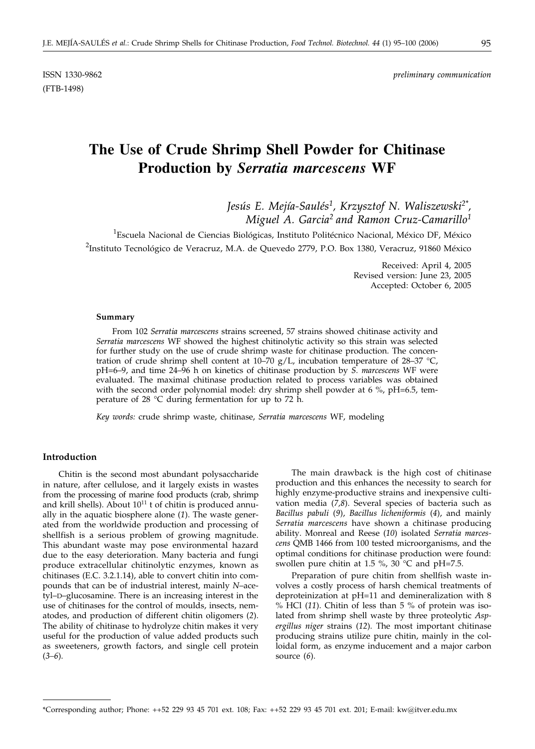ISSN 1330-9862 *preliminary communication*
(FTB-1498)

# The Use of Crude Shrimp Shell Powder for Chitinase Production by *Serratia marcescens* WF

*Jesús E. Mejía-Saulés[1], Krzysztof N. Waliszewski[2]\*, Miguel A. Garcia[2] and Ramon Cruz-Camarillo[1]*

[1]Escuela Nacional de Ciencias Biológicas, Instituto Politécnico Nacional, México DF, México

[2]Instituto Tecnológico de Veracruz, M.A. de Quevedo 2779, P.O. Box 1380, Veracruz, 91860 México

Received: April 4, 2005
Revised version: June 23, 2005
Accepted: October 6, 2005

#### Summary

From 102 *Serratia marcescens* strains screened, 57 strains showed chitinase activity and *Serratia marcescens* WF showed the highest chitinolytic activity so this strain was selected for further study on the use of crude shrimp waste for chitinase production. The concentration of crude shrimp shell content at 10–70 g/L, incubation temperature of 28–37 °C, pH=6–9, and time 24–96 h on kinetics of chitinase production by *S. marcescens* WF were evaluated. The maximal chitinase production related to process variables was obtained with the second order polynomial model: dry shrimp shell powder at 6 %, pH=6.5, temperature of 28 °C during fermentation for up to 72 h.

*Key words:* crude shrimp waste, chitinase, *Serratia marcescens* WF, modeling

## Introduction

Chitin is the second most abundant polysaccharide in nature, after cellulose, and it largely exists in wastes from the processing of marine food products (crab, shrimp and krill shells). About $10^{11}$ t of chitin is produced annually in the aquatic biosphere alone (*1*). The waste generated from the worldwide production and processing of shellfish is a serious problem of growing magnitude. This abundant waste may pose environmental hazard due to the easy deterioration. Many bacteria and fungi produce extracellular chitinolytic enzymes, known as chitinases (E.C. 3.2.1.14), able to convert chitin into compounds that can be of industrial interest, mainly *N*–acetyl–D–glucosamine. There is an increasing interest in the use of chitinases for the control of moulds, insects, nematodes, and production of different chitin oligomers (*2*). The ability of chitinase to hydrolyze chitin makes it very useful for the production of value added products such as sweeteners, growth factors, and single cell protein (*3–6*).

The main drawback is the high cost of chitinase production and this enhances the necessity to search for highly enzyme-productive strains and inexpensive cultivation media (*7,8*). Several species of bacteria such as *Bacillus pabuli* (*9*), *Bacillus licheniformis* (*4*), and mainly *Serratia marcescens* have shown a chitinase producing ability. Monreal and Reese (*10*) isolated *Serratia marcescens* QMB 1466 from 100 tested microorganisms, and the optimal conditions for chitinase production were found: swollen pure chitin at 1.5 %, 30 °C and pH=7.5.

Preparation of pure chitin from shellfish waste involves a costly process of harsh chemical treatments of deproteinization at pH=11 and demineralization with 8 % HCl (*11*). Chitin of less than 5 % of protein was isolated from shrimp shell waste by three proteolytic *Aspergillus niger* strains (*12*). The most important chitinase producing strains utilize pure chitin, mainly in the colloidal form, as enzyme inducement and a major carbon source (*6*).

\*Corresponding author; Phone: ++52 229 93 45 701 ext. 108; Fax: ++52 229 93 45 701 ext. 201; E-mail: kw@itver.edu.mx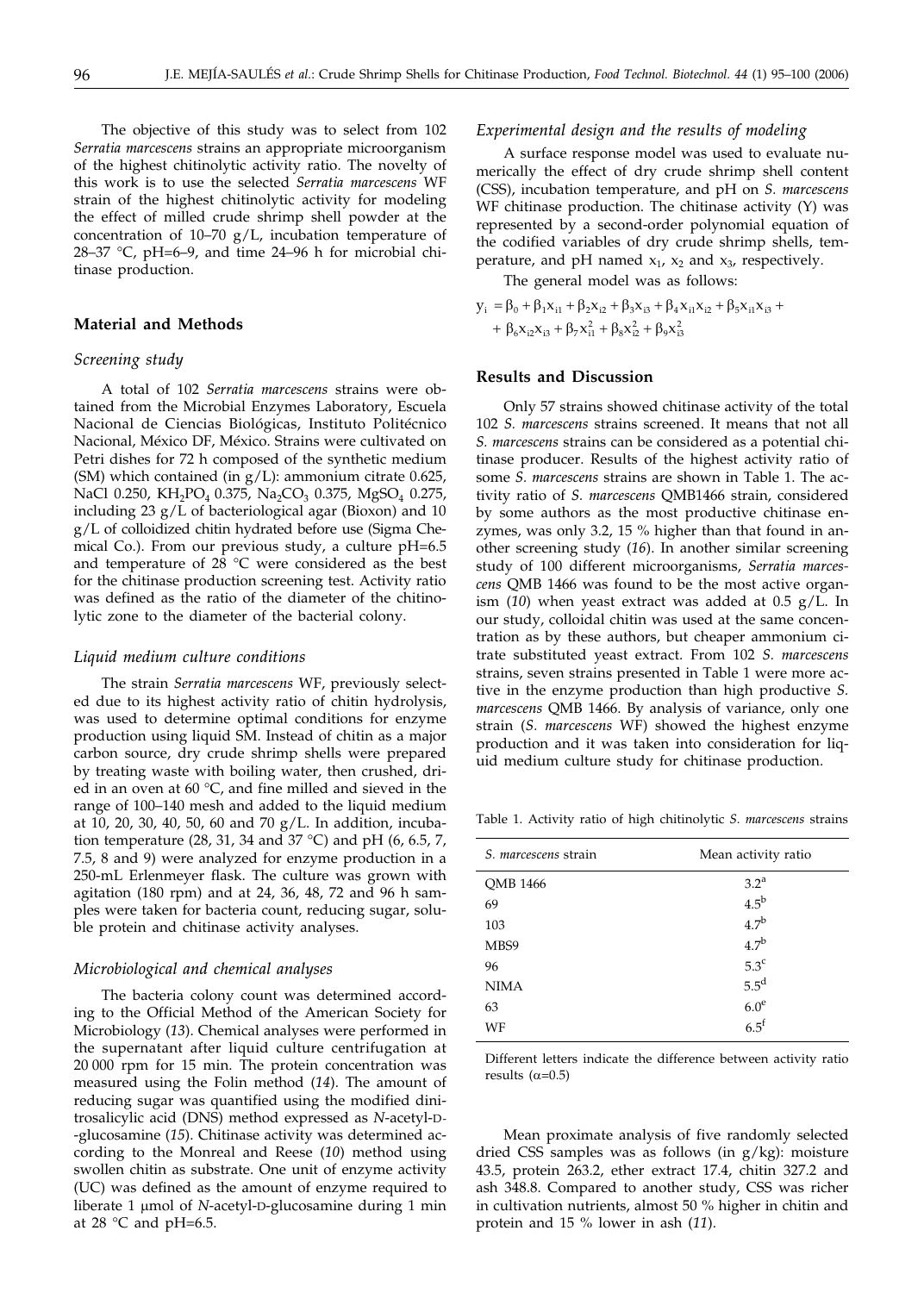The objective of this study was to select from 102 *Serratia marcescens* strains an appropriate microorganism of the highest chitinolytic activity ratio. The novelty of this work is to use the selected *Serratia marcescens* WF strain of the highest chitinolytic activity for modeling the effect of milled crude shrimp shell powder at the concentration of 10–70 g/L, incubation temperature of 28–37 °C, pH=6–9, and time 24–96 h for microbial chitinase production.

## Material and Methods

### Screening study

A total of 102 *Serratia marcescens* strains were obtained from the Microbial Enzymes Laboratory, Escuela Nacional de Ciencias Biológicas, Instituto Politécnico Nacional, México DF, México. Strains were cultivated on Petri dishes for 72 h composed of the synthetic medium (SM) which contained (in g/L): ammonium citrate 0.625, NaCl 0.250, $KH_2PO_4$ 0.375, $Na_2CO_3$ 0.375, $MgSO_4$ 0.275, including 23 g/L of bacteriological agar (Bioxon) and 10 g/L of colloidized chitin hydrated before use (Sigma Chemical Co.). From our previous study, a culture pH=6.5 and temperature of 28 °C were considered as the best for the chitinase production screening test. Activity ratio was defined as the ratio of the diameter of the chitinolytic zone to the diameter of the bacterial colony.

### Liquid medium culture conditions

The strain *Serratia marcescens* WF, previously selected due to its highest activity ratio of chitin hydrolysis, was used to determine optimal conditions for enzyme production using liquid SM. Instead of chitin as a major carbon source, dry crude shrimp shells were prepared by treating waste with boiling water, then crushed, dried in an oven at 60 °C, and fine milled and sieved in the range of 100–140 mesh and added to the liquid medium at 10, 20, 30, 40, 50, 60 and 70 g/L. In addition, incubation temperature (28, 31, 34 and 37 °C) and pH (6, 6.5, 7, 7.5, 8 and 9) were analyzed for enzyme production in a 250-mL Erlenmeyer flask. The culture was grown with agitation (180 rpm) and at 24, 36, 48, 72 and 96 h samples were taken for bacteria count, reducing sugar, soluble protein and chitinase activity analyses.

### Microbiological and chemical analyses

The bacteria colony count was determined according to the Official Method of the American Society for Microbiology (*13*). Chemical analyses were performed in the supernatant after liquid culture centrifugation at 20 000 rpm for 15 min. The protein concentration was measured using the Folin method (*14*). The amount of reducing sugar was quantified using the modified dinitrosalicylic acid (DNS) method expressed as *N*-acetyl-D-glucosamine (*15*). Chitinase activity was determined according to the Monreal and Reese (*10*) method using swollen chitin as substrate. One unit of enzyme activity (UC) was defined as the amount of enzyme required to liberate 1 μmol of *N*-acetyl-D-glucosamine during 1 min at 28 °C and pH=6.5.

### Experimental design and the results of modeling

A surface response model was used to evaluate numerically the effect of dry crude shrimp shell content (CSS), incubation temperature, and pH on *S. marcescens* WF chitinase production. The chitinase activity (Y) was represented by a second-order polynomial equation of the codified variables of dry crude shrimp shells, temperature, and pH named $x_1$, $x_2$ and $x_3$, respectively.

The general model was as follows:

$$y_i = \beta_0 + \beta_1 x_{i1} + \beta_2 x_{i2} + \beta_3 x_{i3} + \beta_4 x_{i1} x_{i2} + \beta_5 x_{i1} x_{i3} + \beta_6 x_{i2} x_{i3} + \beta_7 x_{i1}^2 + \beta_8 x_{i2}^2 + \beta_9 x_{i3}^2$$

## Results and Discussion

Only 57 strains showed chitinase activity of the total 102 *S. marcescens* strains screened. It means that not all *S. marcescens* strains can be considered as a potential chitinase producer. Results of the highest activity ratio of some *S. marcescens* strains are shown in Table 1. The activity ratio of *S. marcescens* QMB1466 strain, considered by some authors as the most productive chitinase enzymes, was only 3.2, 15 % higher than that found in another screening study (*16*). In another similar screening study of 100 different microorganisms, *Serratia marcescens* QMB 1466 was found to be the most active organism (*10*) when yeast extract was added at 0.5 g/L. In our study, colloidal chitin was used at the same concentration as by these authors, but cheaper ammonium citrate substituted yeast extract. From 102 *S. marcescens* strains, seven strains presented in Table 1 were more active in the enzyme production than high productive *S. marcescens* QMB 1466. By analysis of variance, only one strain (*S. marcescens* WF) showed the highest enzyme production and it was taken into consideration for liquid medium culture study for chitinase production.

Table 1. Activity ratio of high chitinolytic *S. marcescens* strains

| *S. marcescens* strain | Mean activity ratio |
|---|---|
| QMB 1466 | $3.2^a$ |
| 69 | $4.5^b$ |
| 103 | $4.7^b$ |
| MBS9 | $4.7^b$ |
| 96 | $5.3^c$ |
| NIMA | $5.5^d$ |
| 63 | $6.0^e$ |
| WF | $6.5^f$ |

Different letters indicate the difference between activity ratio results (α=0.5)

Mean proximate analysis of five randomly selected dried CSS samples was as follows (in g/kg): moisture 43.5, protein 263.2, ether extract 17.4, chitin 327.2 and ash 348.8. Compared to another study, CSS was richer in cultivation nutrients, almost 50 % higher in chitin and protein and 15 % lower in ash (*11*).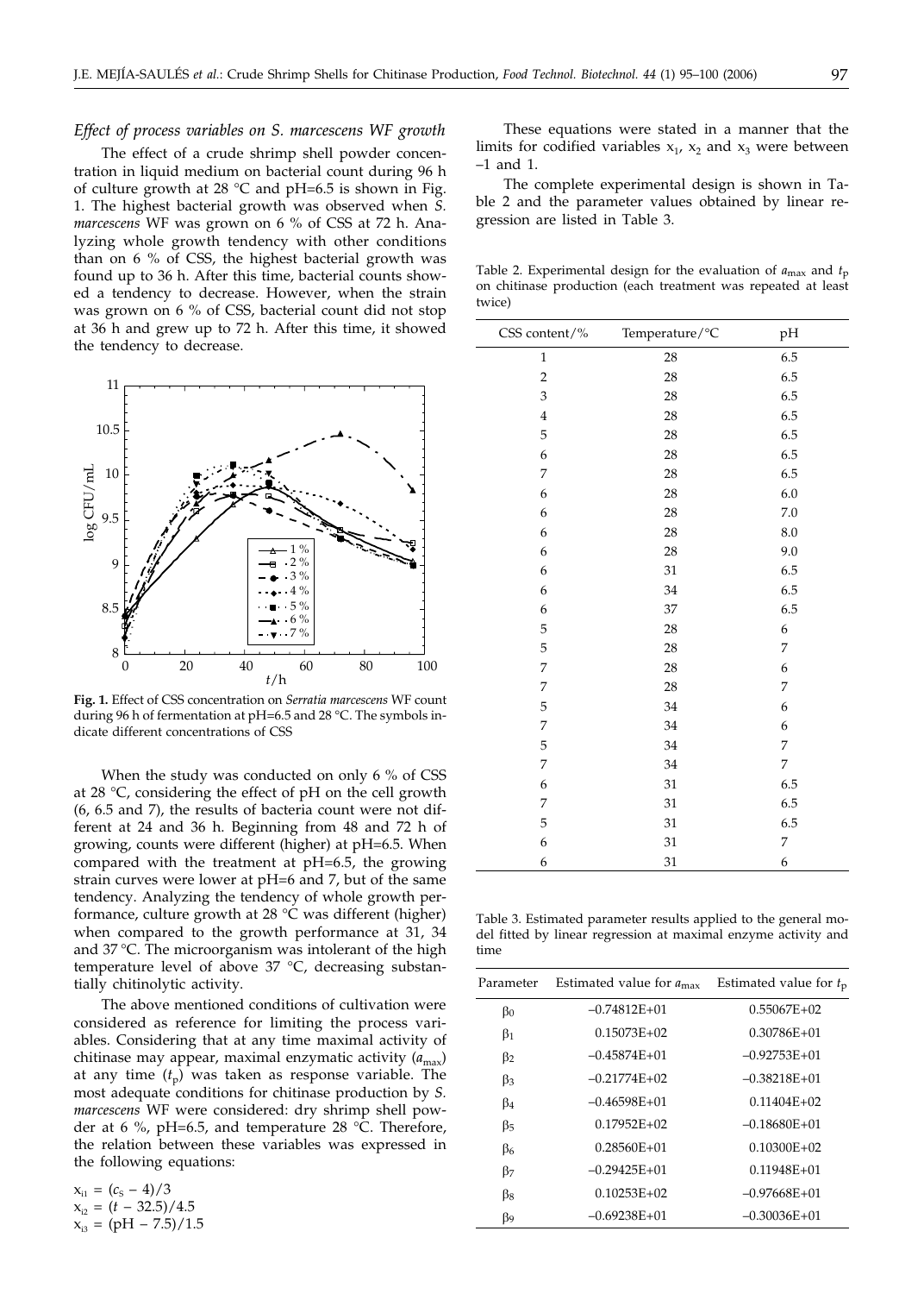### *Effect of process variables on S. marcescens WF growth*

The effect of a crude shrimp shell powder concentration in liquid medium on bacterial count during 96 h of culture growth at 28 °C and pH=6.5 is shown in Fig. 1. The highest bacterial growth was observed when *S. marcescens* WF was grown on 6 % of CSS at 72 h. Analyzing whole growth tendency with other conditions than on 6 % of CSS, the highest bacterial growth was found up to 36 h. After this time, bacterial counts showed a tendency to decrease. However, when the strain was grown on 6 % of CSS, bacterial count did not stop at 36 h and grew up to 72 h. After this time, it showed the tendency to decrease.

**Fig. 1.** Effect of CSS concentration on *Serratia marcescens* WF count during 96 h of fermentation at pH=6.5 and 28 °C. The symbols indicate different concentrations of CSS

When the study was conducted on only 6 % of CSS at 28 °C, considering the effect of pH on the cell growth (6, 6.5 and 7), the results of bacteria count were not different at 24 and 36 h. Beginning from 48 and 72 h of growing, counts were different (higher) at pH=6.5. When compared with the treatment at pH=6.5, the growing strain curves were lower at pH=6 and 7, but of the same tendency. Analyzing the tendency of whole growth performance, culture growth at 28 °C was different (higher) when compared to the growth performance at 31, 34 and 37 °C. The microorganism was intolerant of the high temperature level of above 37 °C, decreasing substantially chitinolytic activity.

The above mentioned conditions of cultivation were considered as reference for limiting the process variables. Considering that at any time maximal activity of chitinase may appear, maximal enzymatic activity ($a_{max}$) at any time ($t_p$) was taken as response variable. The most adequate conditions for chitinase production by *S. marcescens* WF were considered: dry shrimp shell powder at 6 %, pH=6.5, and temperature 28 °C. Therefore, the relation between these variables was expressed in the following equations:

$$x_{i1} = (c_S - 4)/3$$
$$x_{i2} = (t - 32.5)/4.5$$
$$x_{i3} = (\text{pH} - 7.5)/1.5$$

These equations were stated in a manner that the limits for codified variables $x_1$, $x_2$ and $x_3$ were between –1 and 1.

The complete experimental design is shown in Table 2 and the parameter values obtained by linear regression are listed in Table 3.

Table 2. Experimental design for the evaluation of $a_{max}$ and $t_p$ on chitinase production (each treatment was repeated at least twice)

| CSS content/% | Temperature/°C | pH |
|---|---|---|
| 1 | 28 | 6.5 |
| 2 | 28 | 6.5 |
| 3 | 28 | 6.5 |
| 4 | 28 | 6.5 |
| 5 | 28 | 6.5 |
| 6 | 28 | 6.5 |
| 7 | 28 | 6.5 |
| 6 | 28 | 6.0 |
| 6 | 28 | 7.0 |
| 6 | 28 | 8.0 |
| 6 | 28 | 9.0 |
| 6 | 31 | 6.5 |
| 6 | 34 | 6.5 |
| 6 | 37 | 6.5 |
| 5 | 28 | 6 |
| 5 | 28 | 7 |
| 7 | 28 | 6 |
| 7 | 28 | 7 |
| 5 | 34 | 6 |
| 7 | 34 | 6 |
| 5 | 34 | 7 |
| 7 | 34 | 7 |
| 6 | 31 | 6.5 |
| 7 | 31 | 6.5 |
| 5 | 31 | 6.5 |
| 6 | 31 | 7 |
| 6 | 31 | 6 |

Table 3. Estimated parameter results applied to the general model fitted by linear regression at maximal enzyme activity and time

| Parameter | Estimated value for $a_{max}$ | Estimated value for $t_p$ |
|---|---|---|
| $\beta_0$ | –0.74812E+01 | 0.55067E+02 |
| $\beta_1$ | 0.15073E+02 | 0.30786E+01 |
| $\beta_2$ | –0.45874E+01 | –0.92753E+01 |
| $\beta_3$ | –0.21774E+02 | –0.38218E+01 |
| $\beta_4$ | –0.46598E+01 | 0.11404E+02 |
| $\beta_5$ | 0.17952E+02 | –0.18680E+01 |
| $\beta_6$ | 0.28560E+01 | 0.10300E+02 |
| $\beta_7$ | –0.29425E+01 | 0.11948E+01 |
| $\beta_8$ | 0.10253E+02 | –0.97668E+01 |
| $\beta_9$ | –0.69238E+01 | –0.30036E+01 |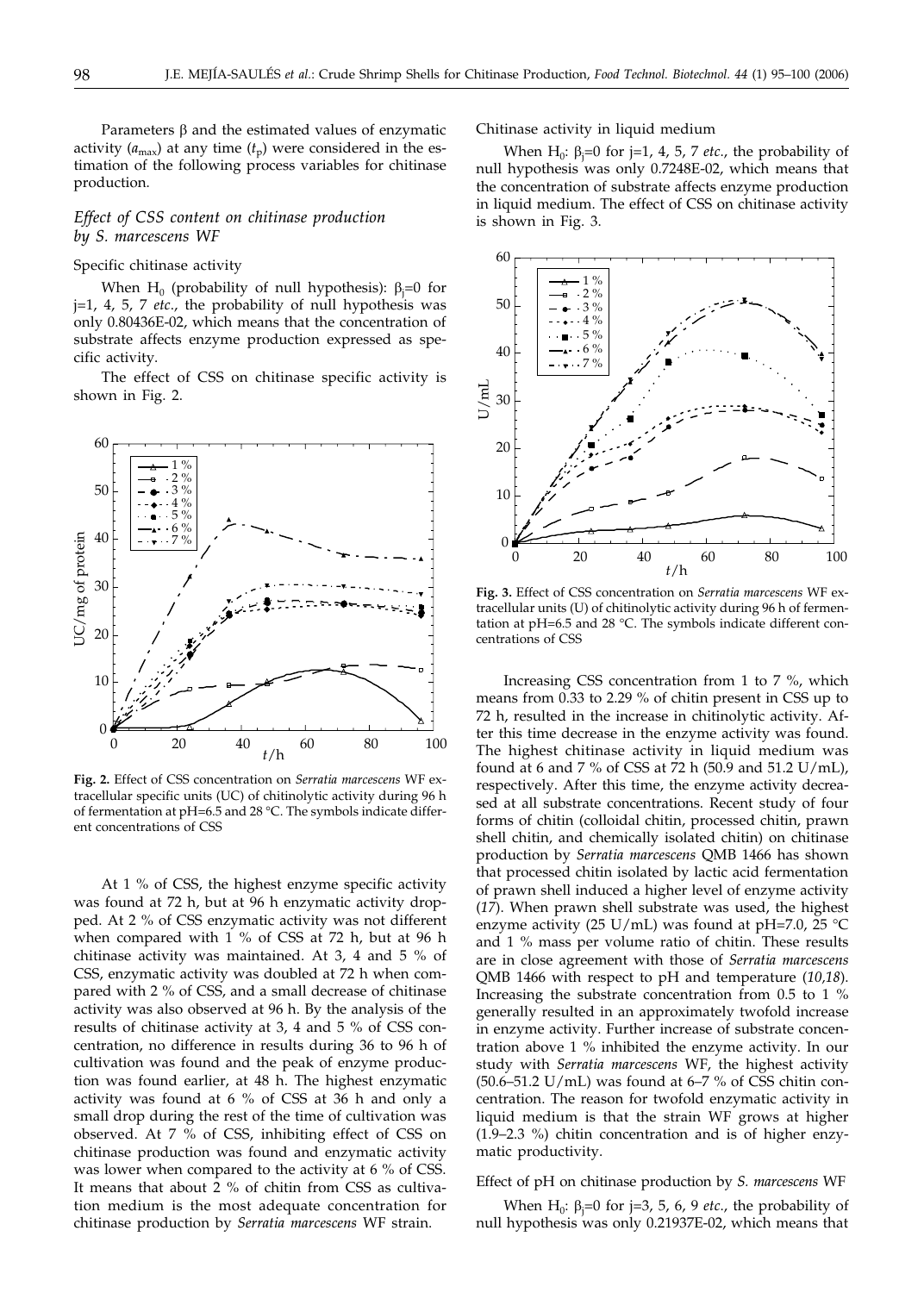Parameters β and the estimated values of enzymatic activity ($a_{max}$) at any time ($t_p$) were considered in the estimation of the following process variables for chitinase production.

### *Effect of CSS content on chitinase production by S. marcescens WF*

Specific chitinase activity

When $H_0$ (probability of null hypothesis): $\beta_j=0$ for j=1, 4, 5, 7 *etc.*, the probability of null hypothesis was only 0.80436E-02, which means that the concentration of substrate affects enzyme production expressed as specific activity.

The effect of CSS on chitinase specific activity is shown in Fig. 2.

**Fig. 2.** Effect of CSS concentration on *Serratia marcescens* WF extracellular specific units (UC) of chitinolytic activity during 96 h of fermentation at pH=6.5 and 28 °C. The symbols indicate different concentrations of CSS

At 1 % of CSS, the highest enzyme specific activity was found at 72 h, but at 96 h enzymatic activity dropped. At 2 % of CSS enzymatic activity was not different when compared with 1 % of CSS at 72 h, but at 96 h chitinase activity was maintained. At 3, 4 and 5 % of CSS, enzymatic activity was doubled at 72 h when compared with 2 % of CSS, and a small decrease of chitinase activity was also observed at 96 h. By the analysis of the results of chitinase activity at 3, 4 and 5 % of CSS concentration, no difference in results during 36 to 96 h of cultivation was found and the peak of enzyme production was found earlier, at 48 h. The highest enzymatic activity was found at 6 % of CSS at 36 h and only a small drop during the rest of the time of cultivation was observed. At 7 % of CSS, inhibiting effect of CSS on chitinase production was found and enzymatic activity was lower when compared to the activity at 6 % of CSS. It means that about 2 % of chitin from CSS as cultivation medium is the most adequate concentration for chitinase production by *Serratia marcescens* WF strain.

Chitinase activity in liquid medium

When $H_0$: $\beta_j=0$ for j=1, 4, 5, 7 *etc.*, the probability of null hypothesis was only 0.7248E-02, which means that the concentration of substrate affects enzyme production in liquid medium. The effect of CSS on chitinase activity is shown in Fig. 3.

**Fig. 3.** Effect of CSS concentration on *Serratia marcescens* WF extracellular units (U) of chitinolytic activity during 96 h of fermentation at pH=6.5 and 28 °C. The symbols indicate different concentrations of CSS

Increasing CSS concentration from 1 to 7 %, which means from 0.33 to 2.29 % of chitin present in CSS up to 72 h, resulted in the increase in chitinolytic activity. After this time decrease in the enzyme activity was found. The highest chitinase activity in liquid medium was found at 6 and 7 % of CSS at 72 h (50.9 and 51.2 U/mL), respectively. After this time, the enzyme activity decreased at all substrate concentrations. Recent study of four forms of chitin (colloidal chitin, processed chitin, prawn shell chitin, and chemically isolated chitin) on chitinase production by *Serratia marcescens* QMB 1466 has shown that processed chitin isolated by lactic acid fermentation of prawn shell induced a higher level of enzyme activity (*17*). When prawn shell substrate was used, the highest enzyme activity (25 U/mL) was found at pH=7.0, 25 °C and 1 % mass per volume ratio of chitin. These results are in close agreement with those of *Serratia marcescens* QMB 1466 with respect to pH and temperature (*10,18*). Increasing the substrate concentration from 0.5 to 1 % generally resulted in an approximately twofold increase in enzyme activity. Further increase of substrate concentration above 1 % inhibited the enzyme activity. In our study with *Serratia marcescens* WF, the highest activity (50.6–51.2 U/mL) was found at 6–7 % of CSS chitin concentration. The reason for twofold enzymatic activity in liquid medium is that the strain WF grows at higher (1.9–2.3 %) chitin concentration and is of higher enzymatic productivity.

Effect of pH on chitinase production by *S. marcescens* WF

When $H_0$: $\beta_j=0$ for j=3, 5, 6, 9 *etc.*, the probability of null hypothesis was only 0.21937E-02, which means that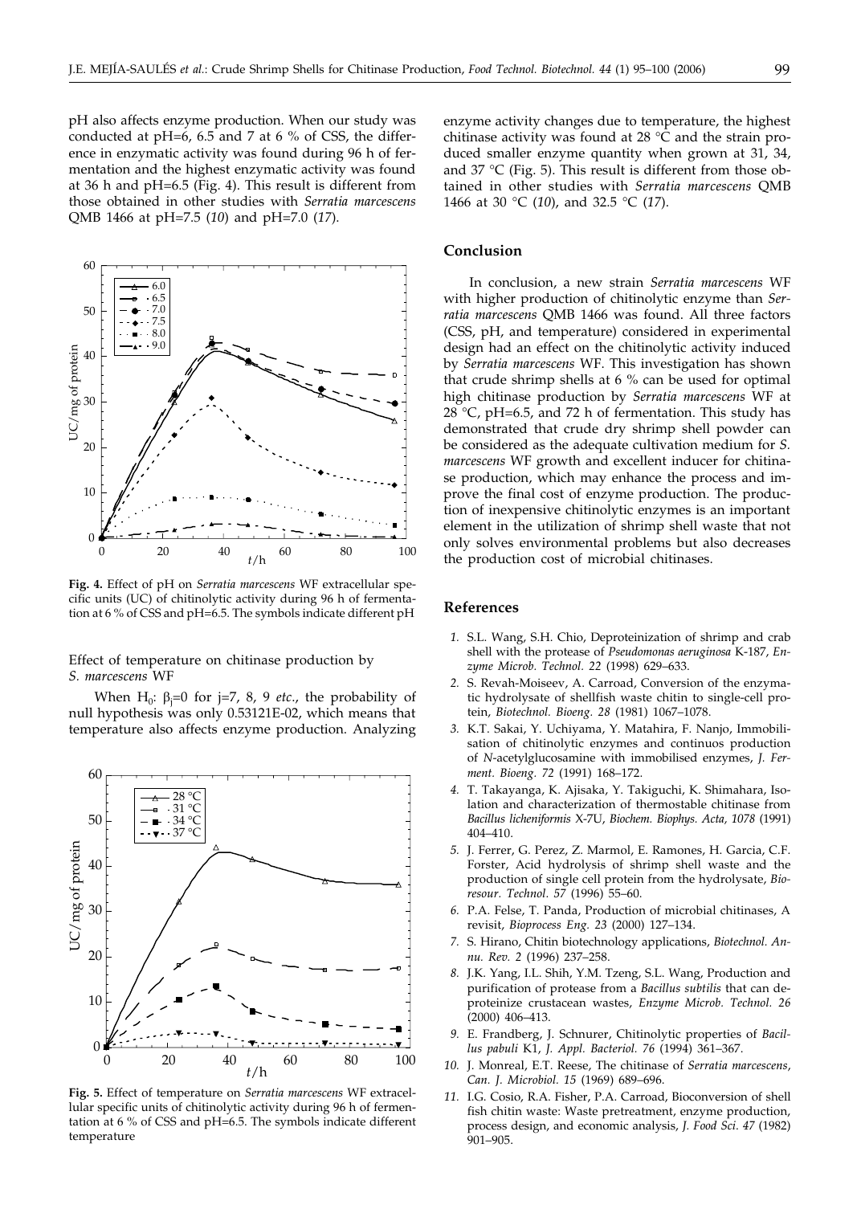pH also affects enzyme production. When our study was conducted at pH=6, 6.5 and 7 at 6 % of CSS, the difference in enzymatic activity was found during 96 h of fermentation and the highest enzymatic activity was found at 36 h and pH=6.5 (Fig. 4). This result is different from those obtained in other studies with *Serratia marcescens* QMB 1466 at pH=7.5 (*10*) and pH=7.0 (*17*).

**Fig. 4.** Effect of pH on *Serratia marcescens* WF extracellular specific units (UC) of chitinolytic activity during 96 h of fermentation at 6 % of CSS and pH=6.5. The symbols indicate different pH

### Effect of temperature on chitinase production by *S. marcescens* WF

When $H_0$: $\beta_j=0$ for j=7, 8, 9 *etc*., the probability of null hypothesis was only 0.53121E-02, which means that temperature also affects enzyme production. Analyzing enzyme activity changes due to temperature, the highest chitinase activity was found at 28 °C and the strain produced smaller enzyme quantity when grown at 31, 34, and 37 °C (Fig. 5). This result is different from those obtained in other studies with *Serratia marcescens* QMB 1466 at 30 °C (*10*), and 32.5 °C (*17*).

**Fig. 5.** Effect of temperature on *Serratia marcescens* WF extracellular specific units of chitinolytic activity during 96 h of fermentation at 6 % of CSS and pH=6.5. The symbols indicate different temperature

## Conclusion

In conclusion, a new strain *Serratia marcescens* WF with higher production of chitinolytic enzyme than *Serratia marcescens* QMB 1466 was found. All three factors (CSS, pH, and temperature) considered in experimental design had an effect on the chitinolytic activity induced by *Serratia marcescens* WF. This investigation has shown that crude shrimp shells at 6 % can be used for optimal high chitinase production by *Serratia marcescens* WF at 28 °C, pH=6.5, and 72 h of fermentation. This study has demonstrated that crude dry shrimp shell powder can be considered as the adequate cultivation medium for *S. marcescens* WF growth and excellent inducer for chitinase production, which may enhance the process and improve the final cost of enzyme production. The production of inexpensive chitinolytic enzymes is an important element in the utilization of shrimp shell waste that not only solves environmental problems but also decreases the production cost of microbial chitinases.

## References

1. S.L. Wang, S.H. Chio, Deproteinization of shrimp and crab shell with the protease of *Pseudomonas aeruginosa* K-187, *Enzyme Microb. Technol. 22* (1998) 629–633.
2. S. Revah-Moiseev, A. Carroad, Conversion of the enzymatic hydrolysate of shellfish waste chitin to single-cell protein, *Biotechnol. Bioeng. 28* (1981) 1067–1078.
3. K.T. Sakai, Y. Uchiyama, Y. Matahira, F. Nanjo, Immobilisation of chitinolytic enzymes and continuos production of *N*-acetylglucosamine with immobilised enzymes, *J. Ferment. Bioeng. 72* (1991) 168–172.
4. T. Takayanga, K. Ajisaka, Y. Takiguchi, K. Shimahara, Isolation and characterization of thermostable chitinase from *Bacillus licheniformis* X-7U, *Biochem. Biophys. Acta, 1078* (1991) 404–410.
5. J. Ferrer, G. Perez, Z. Marmol, E. Ramones, H. Garcia, C.F. Forster, Acid hydrolysis of shrimp shell waste and the production of single cell protein from the hydrolysate, *Bioresour. Technol. 57* (1996) 55–60.
6. P.A. Felse, T. Panda, Production of microbial chitinases, A revisit, *Bioprocess Eng. 23* (2000) 127–134.
7. S. Hirano, Chitin biotechnology applications, *Biotechnol. Annu. Rev. 2* (1996) 237–258.
8. J.K. Yang, I.L. Shih, Y.M. Tzeng, S.L. Wang, Production and purification of protease from a *Bacillus subtilis* that can deproteinize crustacean wastes, *Enzyme Microb. Technol. 26* (2000) 406–413.
9. E. Frandberg, J. Schnurer, Chitinolytic properties of *Bacillus pabuli* K1, *J. Appl. Bacteriol. 76* (1994) 361–367.
10. J. Monreal, E.T. Reese, The chitinase of *Serratia marcescens*, *Can. J. Microbiol. 15* (1969) 689–696.
11. I.G. Cosio, R.A. Fisher, P.A. Carroad, Bioconversion of shell fish chitin waste: Waste pretreatment, enzyme production, process design, and economic analysis, *J. Food Sci. 47* (1982) 901–905.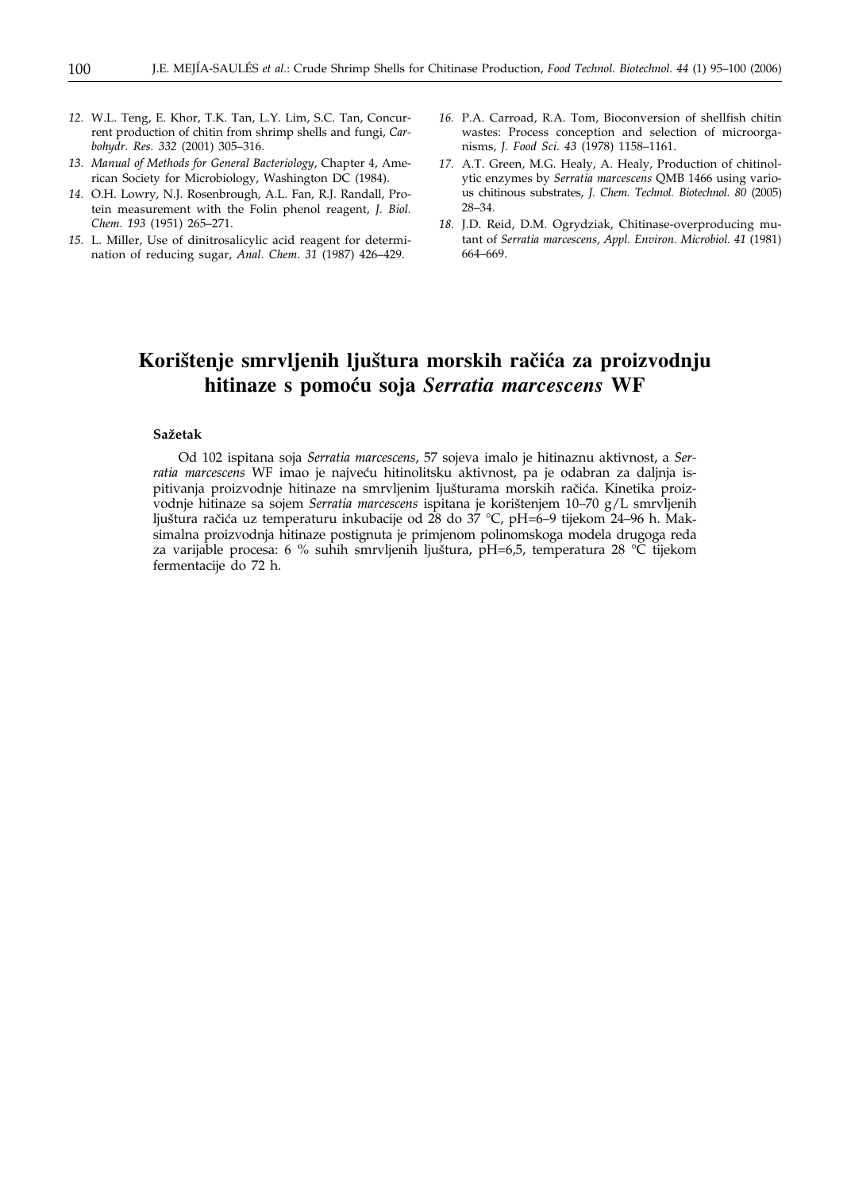12. W.L. Teng, E. Khor, T.K. Tan, L.Y. Lim, S.C. Tan, Concurrent production of chitin from shrimp shells and fungi, *Carbohydr. Res. 332* (2001) 305–316.
13. *Manual of Methods for General Bacteriology*, Chapter 4, American Society for Microbiology, Washington DC (1984).
14. O.H. Lowry, N.J. Rosenbrough, A.L. Fan, R.J. Randall, Protein measurement with the Folin phenol reagent, *J. Biol. Chem. 193* (1951) 265–271.
15. L. Miller, Use of dinitrosalicylic acid reagent for determination of reducing sugar, *Anal. Chem. 31* (1987) 426–429.
16. P.A. Carroad, R.A. Tom, Bioconversion of shellfish chitin wastes: Process conception and selection of microorganisms, *J. Food Sci. 43* (1978) 1158–1161.
17. A.T. Green, M.G. Healy, A. Healy, Production of chitinolytic enzymes by *Serratia marcescens* QMB 1466 using various chitinous substrates, *J. Chem. Technol. Biotechnol. 80* (2005) 28–34.
18. J.D. Reid, D.M. Ogrydziak, Chitinase-overproducing mutant of *Serratia marcescens*, *Appl. Environ. Microbiol. 41* (1981) 664–669.

# Korištenje smrvljenih ljuštura morskih račića za proizvodnju hitinaze s pomoću soja *Serratia marcescens* WF

### Sažetak

Od 102 ispitana soja *Serratia marcescens*, 57 sojeva imalo je hitinaznu aktivnost, a *Serratia marcescens* WF imao je najveću hitinolitsku aktivnost, pa je odabran za daljnja ispitivanja proizvodnje hitinaze na smrvljenim ljušturama morskih račića. Kinetika proizvodnje hitinaze sa sojem *Serratia marcescens* ispitana je korištenjem 10–70 g/L smrvljenih ljuštura račića uz temperaturu inkubacije od 28 do 37 °C, pH=6–9 tijekom 24–96 h. Maksimalna proizvodnja hitinaze postignuta je primjenom polinomskoga modela drugoga reda za varijable procesa: 6 % suhih smrvljenih ljuštura, pH=6,5, temperatura 28 °C tijekom fermentacije do 72 h.